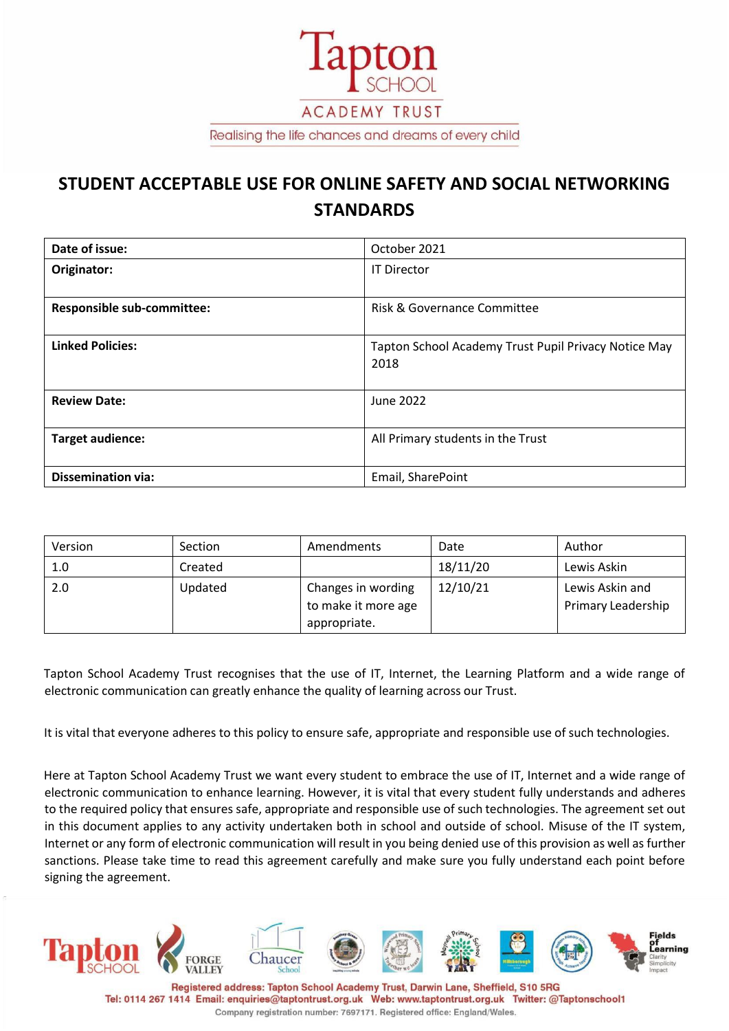Tapton SCHOOL ACADEMY TRUST

Realising the life chances and dreams of every child

# STUDENT ACCEPTABLE USE FOR ONLINE SAFETY AND SOCIAL NETWORKING STANDARDS

| | |
|---|---|
| **Date of issue:** | October 2021 |
| **Originator:** | IT Director |
| **Responsible sub-committee:** | Risk & Governance Committee |
| **Linked Policies:** | Tapton School Academy Trust Pupil Privacy Notice May 2018 |
| **Review Date:** | June 2022 |
| **Target audience:** | All Primary students in the Trust |
| **Dissemination via:** | Email, SharePoint |

| Version | Section | Amendments | Date | Author |
|---|---|---|---|---|
| 1.0 | Created | | 18/11/20 | Lewis Askin |
| 2.0 | Updated | Changes in wording to make it more age appropriate. | 12/10/21 | Lewis Askin and Primary Leadership |

Tapton School Academy Trust recognises that the use of IT, Internet, the Learning Platform and a wide range of electronic communication can greatly enhance the quality of learning across our Trust.

It is vital that everyone adheres to this policy to ensure safe, appropriate and responsible use of such technologies.

Here at Tapton School Academy Trust we want every student to embrace the use of IT, Internet and a wide range of electronic communication to enhance learning. However, it is vital that every student fully understands and adheres to the required policy that ensures safe, appropriate and responsible use of such technologies. The agreement set out in this document applies to any activity undertaken both in school and outside of school. Misuse of the IT system, Internet or any form of electronic communication will result in you being denied use of this provision as well as further sanctions. Please take time to read this agreement carefully and make sure you fully understand each point before signing the agreement.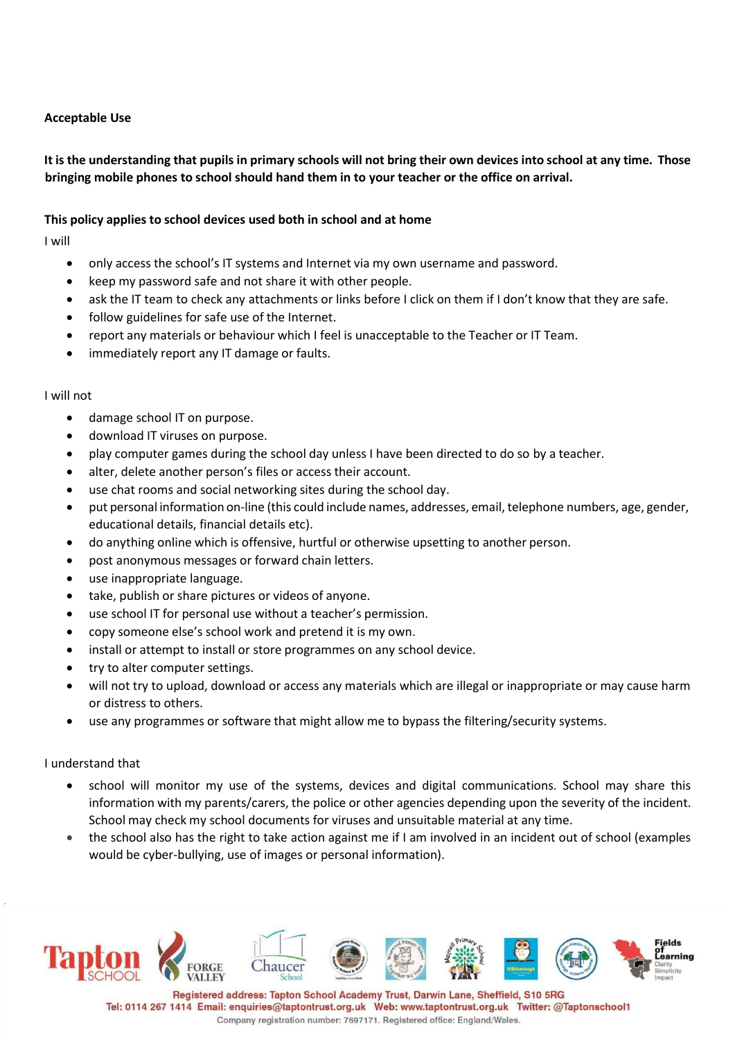**Acceptable Use**

**It is the understanding that pupils in primary schools will not bring their own devices into school at any time. Those bringing mobile phones to school should hand them in to your teacher or the office on arrival.**

**This policy applies to school devices used both in school and at home**

I will

- only access the school's IT systems and Internet via my own username and password.
- keep my password safe and not share it with other people.
- ask the IT team to check any attachments or links before I click on them if I don't know that they are safe.
- follow guidelines for safe use of the Internet.
- report any materials or behaviour which I feel is unacceptable to the Teacher or IT Team.
- immediately report any IT damage or faults.

I will not

- damage school IT on purpose.
- download IT viruses on purpose.
- play computer games during the school day unless I have been directed to do so by a teacher.
- alter, delete another person's files or access their account.
- use chat rooms and social networking sites during the school day.
- put personal information on-line (this could include names, addresses, email, telephone numbers, age, gender, educational details, financial details etc).
- do anything online which is offensive, hurtful or otherwise upsetting to another person.
- post anonymous messages or forward chain letters.
- use inappropriate language.
- take, publish or share pictures or videos of anyone.
- use school IT for personal use without a teacher's permission.
- copy someone else's school work and pretend it is my own.
- install or attempt to install or store programmes on any school device.
- try to alter computer settings.
- will not try to upload, download or access any materials which are illegal or inappropriate or may cause harm or distress to others.
- use any programmes or software that might allow me to bypass the filtering/security systems.

I understand that

- school will monitor my use of the systems, devices and digital communications. School may share this information with my parents/carers, the police or other agencies depending upon the severity of the incident. School may check my school documents for viruses and unsuitable material at any time.
- the school also has the right to take action against me if I am involved in an incident out of school (examples would be cyber-bullying, use of images or personal information).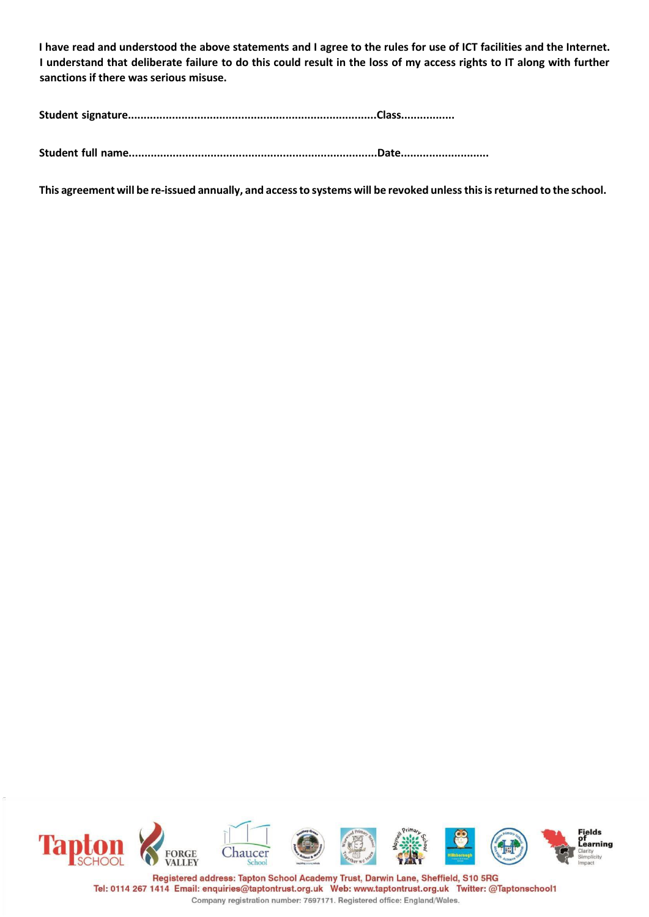**I have read and understood the above statements and I agree to the rules for use of ICT facilities and the Internet. I understand that deliberate failure to do this could result in the loss of my access rights to IT along with further sanctions if there was serious misuse.**

**Student signature..............................................................................Class.................**

**Student full name..............................................................................Date............................**

**This agreement will be re-issued annually, and access to systems will be revoked unless this is returned to the school.**